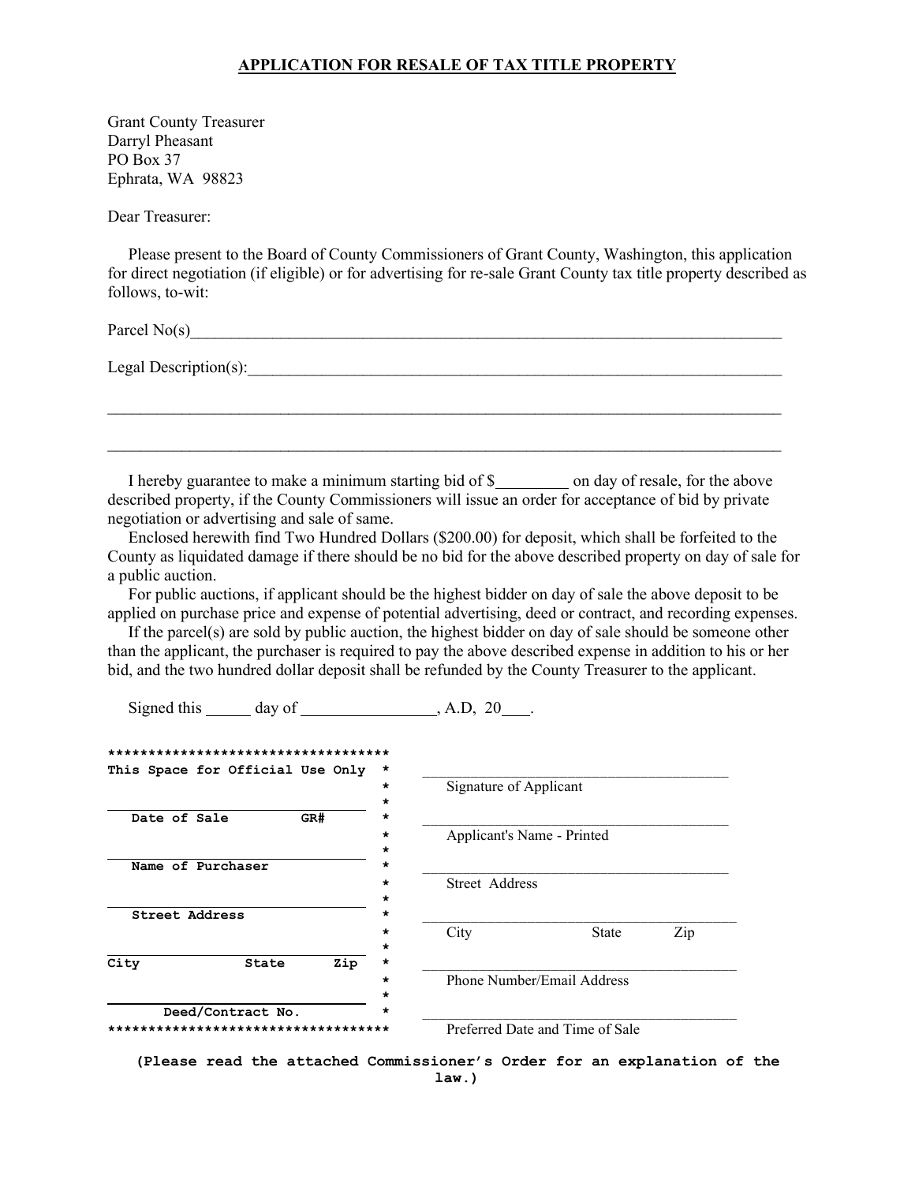## APPLICATION FOR RESALE OF TAX TITLE PROPERTY

Grant County Treasurer
Darryl Pheasant
PO Box 37
Ephrata, WA 98823

Dear Treasurer:

Please present to the Board of County Commissioners of Grant County, Washington, this application for direct negotiation (if eligible) or for advertising for re-sale Grant County tax title property described as follows, to-wit:

Parcel No(s)\_\_\_\_\_\_\_\_\_\_\_\_\_\_\_\_\_\_\_\_\_\_\_\_\_\_\_\_\_\_\_\_\_\_\_\_\_\_\_\_\_\_\_\_\_\_\_\_\_\_\_\_\_\_\_\_\_\_\_\_

Legal Description(s):\_\_\_\_\_\_\_\_\_\_\_\_\_\_\_\_\_\_\_\_\_\_\_\_\_\_\_\_\_\_\_\_\_\_\_\_\_\_\_\_\_\_\_\_\_\_\_\_\_\_\_\_

\_\_\_\_\_\_\_\_\_\_\_\_\_\_\_\_\_\_\_\_\_\_\_\_\_\_\_\_\_\_\_\_\_\_\_\_\_\_\_\_\_\_\_\_\_\_\_\_\_\_\_\_\_\_\_\_\_\_\_\_\_\_\_\_\_\_\_\_\_\_\_\_

\_\_\_\_\_\_\_\_\_\_\_\_\_\_\_\_\_\_\_\_\_\_\_\_\_\_\_\_\_\_\_\_\_\_\_\_\_\_\_\_\_\_\_\_\_\_\_\_\_\_\_\_\_\_\_\_\_\_\_\_\_\_\_\_\_\_\_\_\_\_\_\_

I hereby guarantee to make a minimum starting bid of $\_\_\_\_\_\_\_\_\_ on day of resale, for the above described property, if the County Commissioners will issue an order for acceptance of bid by private negotiation or advertising and sale of same.

Enclosed herewith find Two Hundred Dollars ($200.00) for deposit, which shall be forfeited to the County as liquidated damage if there should be no bid for the above described property on day of sale for a public auction.

For public auctions, if applicant should be the highest bidder on day of sale the above deposit to be applied on purchase price and expense of potential advertising, deed or contract, and recording expenses.

If the parcel(s) are sold by public auction, the highest bidder on day of sale should be someone other than the applicant, the purchaser is required to pay the above described expense in addition to his or her bid, and the two hundred dollar deposit shall be refunded by the County Treasurer to the applicant.

Signed this \_\_\_\_\_ day of \_\_\_\_\_\_\_\_\_\_\_\_\_\_\_\_, A.D, 20\_\_\_.

| This Space for Official Use Only | |
|---|---|
| \_\_\_\_\_\_\_\_\_\_\_\_\_\_\_\_ Date of Sale GR# | \_\_\_\_\_\_\_\_\_\_\_\_\_\_\_\_\_\_\_\_\_\_ Signature of Applicant |
| \_\_\_\_\_\_\_\_\_\_\_\_\_\_\_\_ Name of Purchaser | \_\_\_\_\_\_\_\_\_\_\_\_\_\_\_\_\_\_\_\_\_\_ Applicant's Name - Printed |
| \_\_\_\_\_\_\_\_\_\_\_\_\_\_\_\_ Street Address | \_\_\_\_\_\_\_\_\_\_\_\_\_\_\_\_\_\_\_\_\_\_ Street Address |
| \_\_\_\_\_\_\_\_\_\_\_\_\_\_\_\_ City State Zip | \_\_\_\_\_\_\_\_\_\_\_\_\_\_\_\_\_\_\_\_\_\_ City State Zip |
| \_\_\_\_\_\_\_\_\_\_\_\_\_\_\_\_ Deed/Contract No. | \_\_\_\_\_\_\_\_\_\_\_\_\_\_\_\_\_\_\_\_\_\_ Phone Number/Email Address |
| | \_\_\_\_\_\_\_\_\_\_\_\_\_\_\_\_\_\_\_\_\_\_ Preferred Date and Time of Sale |

**(Please read the attached Commissioner's Order for an explanation of the law.)**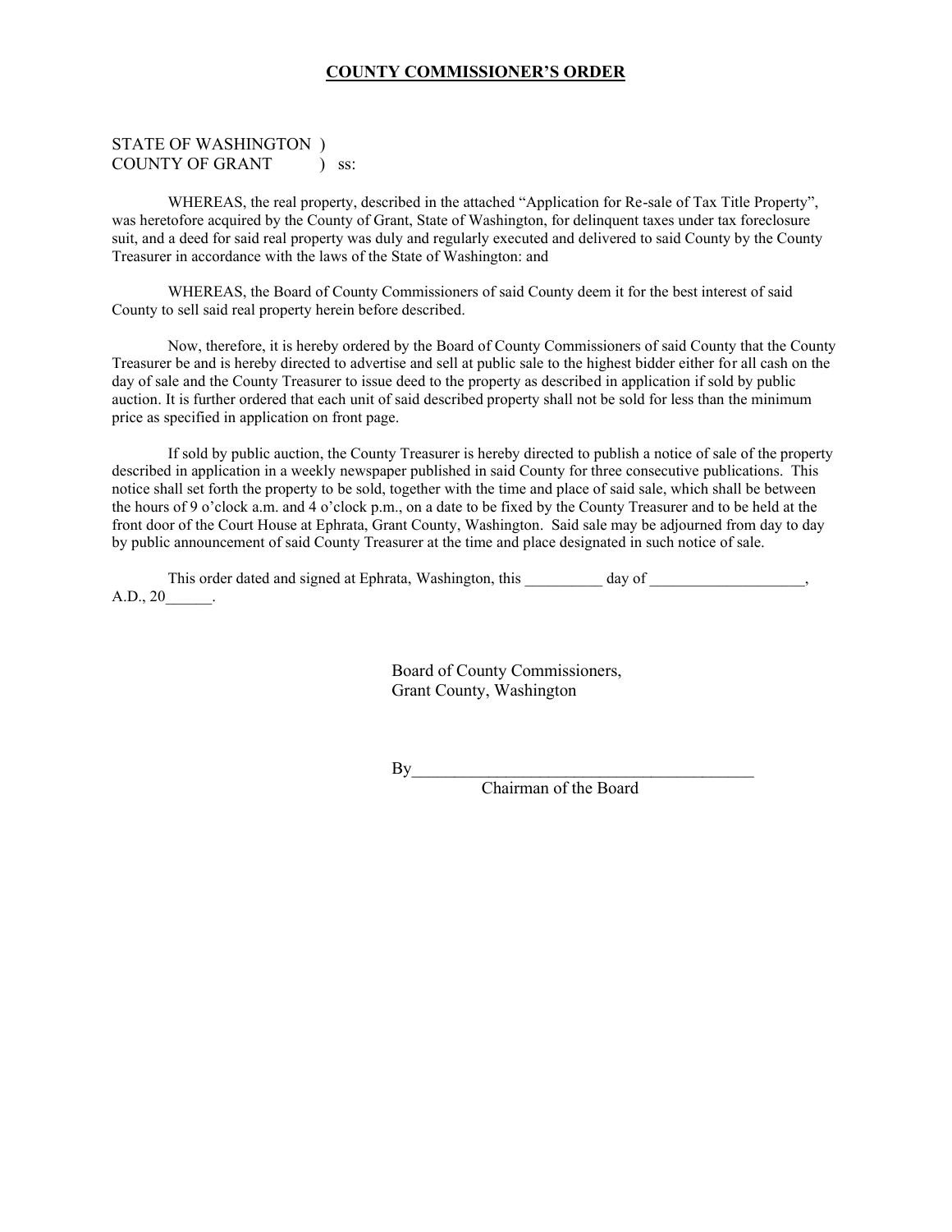## COUNTY COMMISSIONER'S ORDER

STATE OF WASHINGTON )
COUNTY OF GRANT ) ss:

WHEREAS, the real property, described in the attached "Application for Re-sale of Tax Title Property", was heretofore acquired by the County of Grant, State of Washington, for delinquent taxes under tax foreclosure suit, and a deed for said real property was duly and regularly executed and delivered to said County by the County Treasurer in accordance with the laws of the State of Washington: and

WHEREAS, the Board of County Commissioners of said County deem it for the best interest of said County to sell said real property herein before described.

Now, therefore, it is hereby ordered by the Board of County Commissioners of said County that the County Treasurer be and is hereby directed to advertise and sell at public sale to the highest bidder either for all cash on the day of sale and the County Treasurer to issue deed to the property as described in application if sold by public auction. It is further ordered that each unit of said described property shall not be sold for less than the minimum price as specified in application on front page.

If sold by public auction, the County Treasurer is hereby directed to publish a notice of sale of the property described in application in a weekly newspaper published in said County for three consecutive publications. This notice shall set forth the property to be sold, together with the time and place of said sale, which shall be between the hours of 9 o'clock a.m. and 4 o'clock p.m., on a date to be fixed by the County Treasurer and to be held at the front door of the Court House at Ephrata, Grant County, Washington. Said sale may be adjourned from day to day by public announcement of said County Treasurer at the time and place designated in such notice of sale.

This order dated and signed at Ephrata, Washington, this __________ day of ___________________, A.D., 20______.

Board of County Commissioners,
Grant County, Washington

By_________________________________________
Chairman of the Board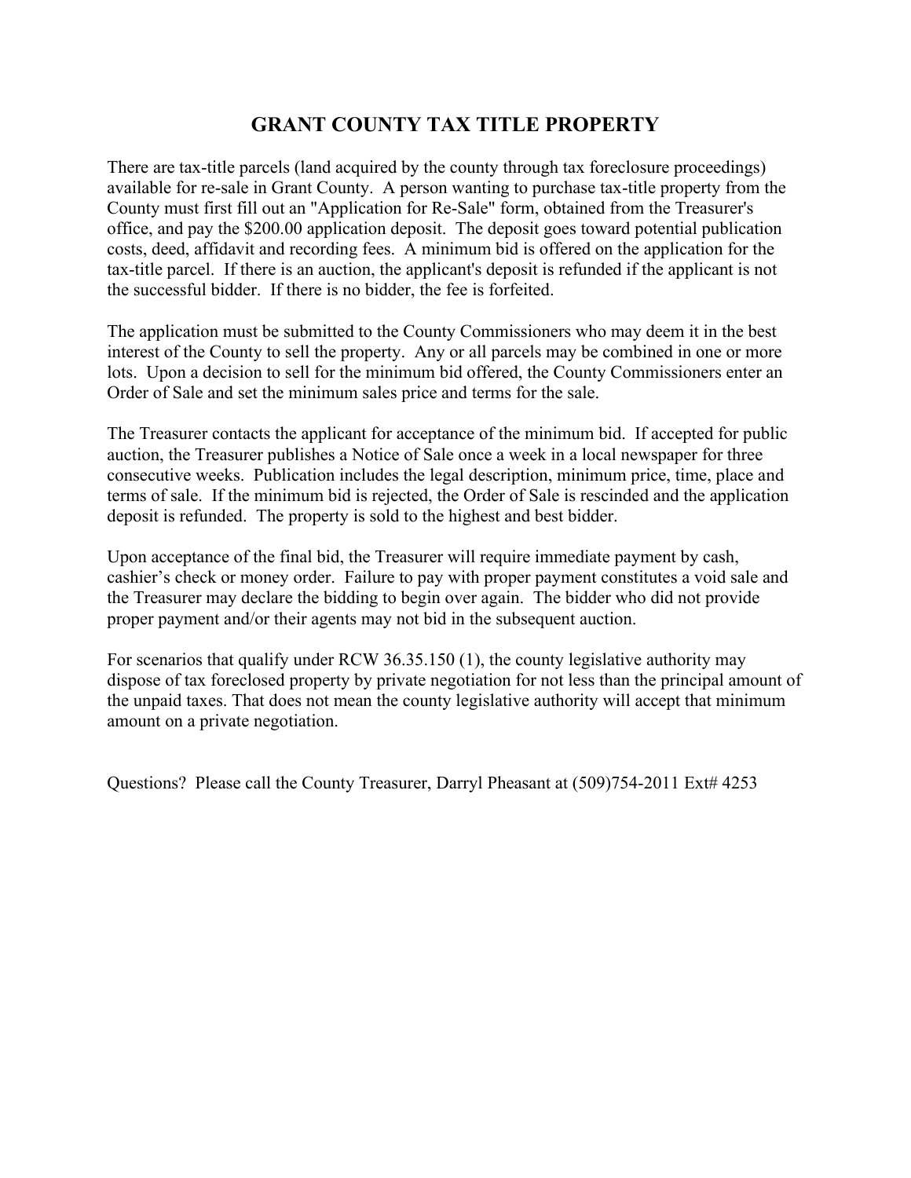# GRANT COUNTY TAX TITLE PROPERTY

There are tax-title parcels (land acquired by the county through tax foreclosure proceedings) available for re-sale in Grant County. A person wanting to purchase tax-title property from the County must first fill out an "Application for Re-Sale" form, obtained from the Treasurer's office, and pay the $200.00 application deposit. The deposit goes toward potential publication costs, deed, affidavit and recording fees. A minimum bid is offered on the application for the tax-title parcel. If there is an auction, the applicant's deposit is refunded if the applicant is not the successful bidder. If there is no bidder, the fee is forfeited.

The application must be submitted to the County Commissioners who may deem it in the best interest of the County to sell the property. Any or all parcels may be combined in one or more lots. Upon a decision to sell for the minimum bid offered, the County Commissioners enter an Order of Sale and set the minimum sales price and terms for the sale.

The Treasurer contacts the applicant for acceptance of the minimum bid. If accepted for public auction, the Treasurer publishes a Notice of Sale once a week in a local newspaper for three consecutive weeks. Publication includes the legal description, minimum price, time, place and terms of sale. If the minimum bid is rejected, the Order of Sale is rescinded and the application deposit is refunded. The property is sold to the highest and best bidder.

Upon acceptance of the final bid, the Treasurer will require immediate payment by cash, cashier's check or money order. Failure to pay with proper payment constitutes a void sale and the Treasurer may declare the bidding to begin over again. The bidder who did not provide proper payment and/or their agents may not bid in the subsequent auction.

For scenarios that qualify under RCW 36.35.150 (1), the county legislative authority may dispose of tax foreclosed property by private negotiation for not less than the principal amount of the unpaid taxes. That does not mean the county legislative authority will accept that minimum amount on a private negotiation.

Questions? Please call the County Treasurer, Darryl Pheasant at (509)754-2011 Ext# 4253